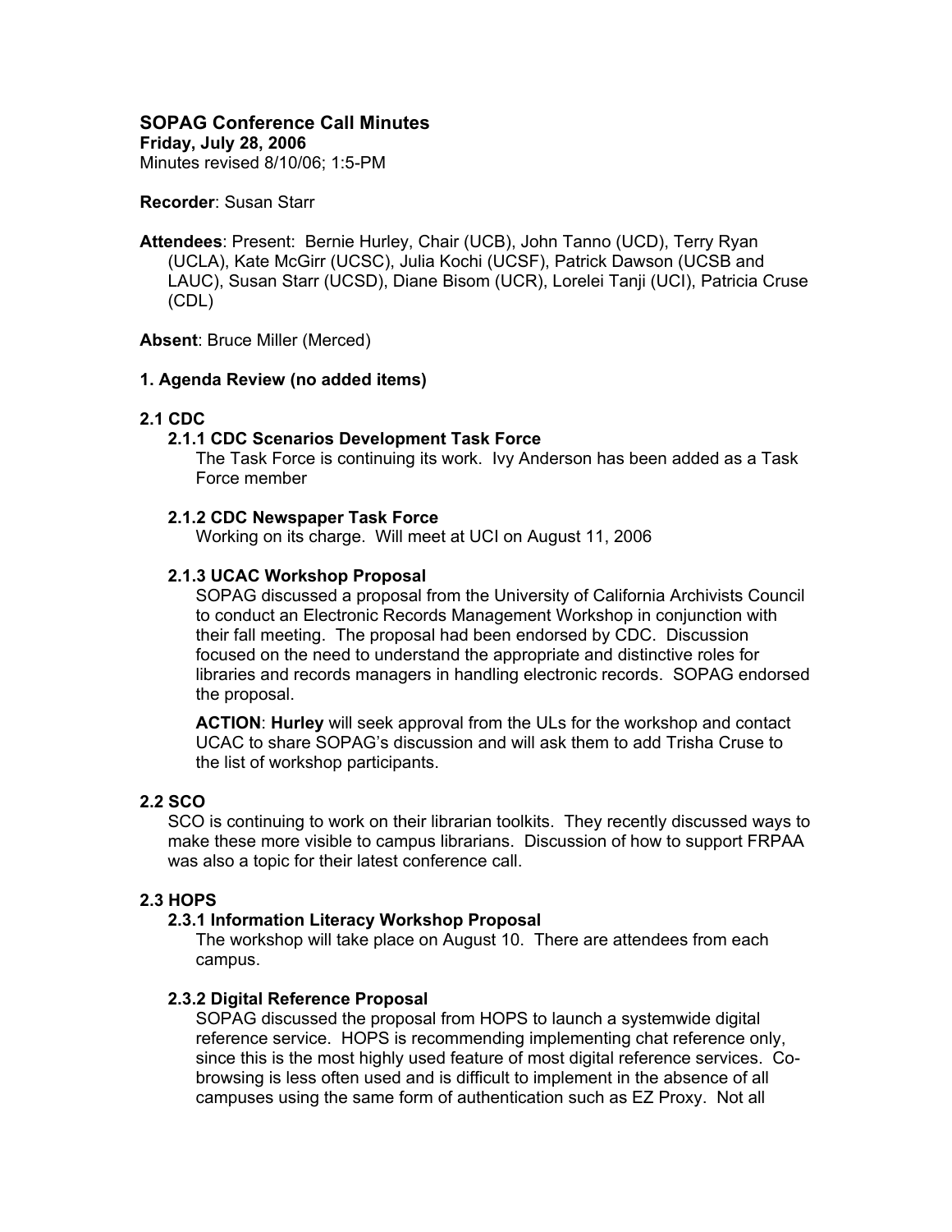# SOPAG Conference Call Minutes

**Friday, July 28, 2006**
Minutes revised 8/10/06; 1:5-PM

**Recorder**: Susan Starr

**Attendees**: Present: Bernie Hurley, Chair (UCB), John Tanno (UCD), Terry Ryan (UCLA), Kate McGirr (UCSC), Julia Kochi (UCSF), Patrick Dawson (UCSB and LAUC), Susan Starr (UCSD), Diane Bisom (UCR), Lorelei Tanji (UCI), Patricia Cruse (CDL)

**Absent**: Bruce Miller (Merced)

## 1. Agenda Review (no added items)

## 2.1 CDC

### 2.1.1 CDC Scenarios Development Task Force

The Task Force is continuing its work. Ivy Anderson has been added as a Task Force member

### 2.1.2 CDC Newspaper Task Force

Working on its charge. Will meet at UCI on August 11, 2006

### 2.1.3 UCAC Workshop Proposal

SOPAG discussed a proposal from the University of California Archivists Council to conduct an Electronic Records Management Workshop in conjunction with their fall meeting. The proposal had been endorsed by CDC. Discussion focused on the need to understand the appropriate and distinctive roles for libraries and records managers in handling electronic records. SOPAG endorsed the proposal.

**ACTION**: **Hurley** will seek approval from the ULs for the workshop and contact UCAC to share SOPAG's discussion and will ask them to add Trisha Cruse to the list of workshop participants.

## 2.2 SCO

SCO is continuing to work on their librarian toolkits. They recently discussed ways to make these more visible to campus librarians. Discussion of how to support FRPAA was also a topic for their latest conference call.

## 2.3 HOPS

### 2.3.1 Information Literacy Workshop Proposal

The workshop will take place on August 10. There are attendees from each campus.

### 2.3.2 Digital Reference Proposal

SOPAG discussed the proposal from HOPS to launch a systemwide digital reference service. HOPS is recommending implementing chat reference only, since this is the most highly used feature of most digital reference services. Co-browsing is less often used and is difficult to implement in the absence of all campuses using the same form of authentication such as EZ Proxy. Not all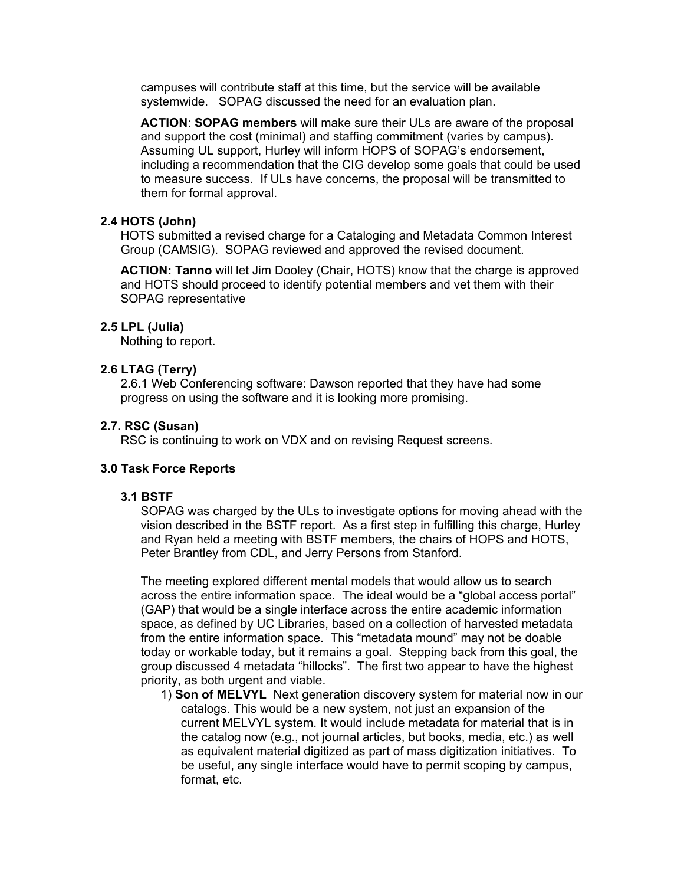campuses will contribute staff at this time, but the service will be available systemwide. SOPAG discussed the need for an evaluation plan.

**ACTION**: **SOPAG members** will make sure their ULs are aware of the proposal and support the cost (minimal) and staffing commitment (varies by campus). Assuming UL support, Hurley will inform HOPS of SOPAG's endorsement, including a recommendation that the CIG develop some goals that could be used to measure success. If ULs have concerns, the proposal will be transmitted to them for formal approval.

**2.4 HOTS (John)**

HOTS submitted a revised charge for a Cataloging and Metadata Common Interest Group (CAMSIG). SOPAG reviewed and approved the revised document.

**ACTION: Tanno** will let Jim Dooley (Chair, HOTS) know that the charge is approved and HOTS should proceed to identify potential members and vet them with their SOPAG representative

**2.5 LPL (Julia)**

Nothing to report.

**2.6 LTAG (Terry)**

2.6.1 Web Conferencing software: Dawson reported that they have had some progress on using the software and it is looking more promising.

**2.7. RSC (Susan)**

RSC is continuing to work on VDX and on revising Request screens.

**3.0 Task Force Reports**

**3.1 BSTF**

SOPAG was charged by the ULs to investigate options for moving ahead with the vision described in the BSTF report. As a first step in fulfilling this charge, Hurley and Ryan held a meeting with BSTF members, the chairs of HOPS and HOTS, Peter Brantley from CDL, and Jerry Persons from Stanford.

The meeting explored different mental models that would allow us to search across the entire information space. The ideal would be a "global access portal" (GAP) that would be a single interface across the entire academic information space, as defined by UC Libraries, based on a collection of harvested metadata from the entire information space. This "metadata mound" may not be doable today or workable today, but it remains a goal. Stepping back from this goal, the group discussed 4 metadata "hillocks". The first two appear to have the highest priority, as both urgent and viable.

1) **Son of MELVYL** Next generation discovery system for material now in our catalogs. This would be a new system, not just an expansion of the current MELVYL system. It would include metadata for material that is in the catalog now (e.g., not journal articles, but books, media, etc.) as well as equivalent material digitized as part of mass digitization initiatives. To be useful, any single interface would have to permit scoping by campus, format, etc.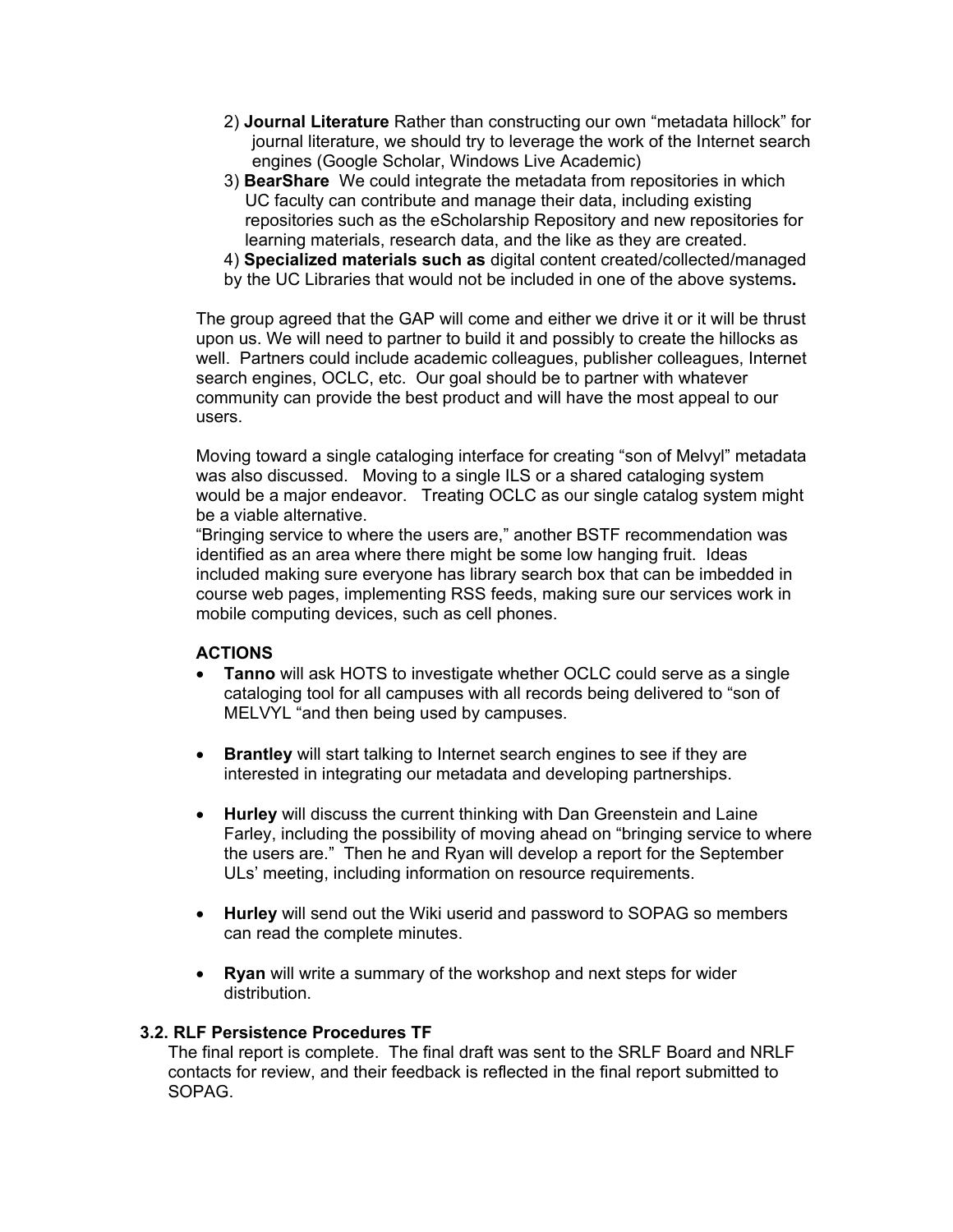2) **Journal Literature** Rather than constructing our own “metadata hillock” for journal literature, we should try to leverage the work of the Internet search engines (Google Scholar, Windows Live Academic)
3) **BearShare** We could integrate the metadata from repositories in which UC faculty can contribute and manage their data, including existing repositories such as the eScholarship Repository and new repositories for learning materials, research data, and the like as they are created.
4) **Specialized materials such as** digital content created/collected/managed by the UC Libraries that would not be included in one of the above systems**.**

The group agreed that the GAP will come and either we drive it or it will be thrust upon us. We will need to partner to build it and possibly to create the hillocks as well. Partners could include academic colleagues, publisher colleagues, Internet search engines, OCLC, etc. Our goal should be to partner with whatever community can provide the best product and will have the most appeal to our users.

Moving toward a single cataloging interface for creating “son of Melvyl” metadata was also discussed. Moving to a single ILS or a shared cataloging system would be a major endeavor. Treating OCLC as our single catalog system might be a viable alternative.
“Bringing service to where the users are,” another BSTF recommendation was identified as an area where there might be some low hanging fruit. Ideas included making sure everyone has library search box that can be imbedded in course web pages, implementing RSS feeds, making sure our services work in mobile computing devices, such as cell phones.

**ACTIONS**

- **Tanno** will ask HOTS to investigate whether OCLC could serve as a single cataloging tool for all campuses with all records being delivered to “son of MELVYL “and then being used by campuses.

- **Brantley** will start talking to Internet search engines to see if they are interested in integrating our metadata and developing partnerships.

- **Hurley** will discuss the current thinking with Dan Greenstein and Laine Farley, including the possibility of moving ahead on “bringing service to where the users are.” Then he and Ryan will develop a report for the September ULs' meeting, including information on resource requirements.

- **Hurley** will send out the Wiki userid and password to SOPAG so members can read the complete minutes.

- **Ryan** will write a summary of the workshop and next steps for wider distribution.

### 3.2. RLF Persistence Procedures TF

The final report is complete. The final draft was sent to the SRLF Board and NRLF contacts for review, and their feedback is reflected in the final report submitted to SOPAG.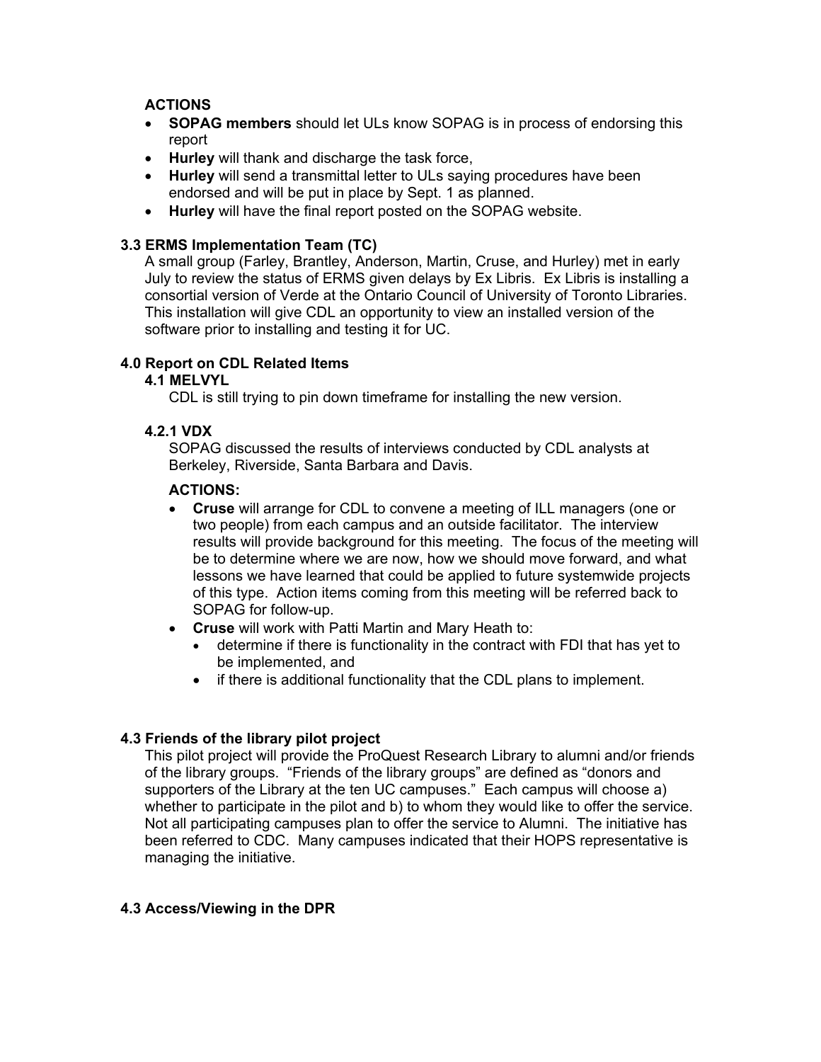**ACTIONS**

- **SOPAG members** should let ULs know SOPAG is in process of endorsing this report
- **Hurley** will thank and discharge the task force,
- **Hurley** will send a transmittal letter to ULs saying procedures have been endorsed and will be put in place by Sept. 1 as planned.
- **Hurley** will have the final report posted on the SOPAG website.

### 3.3 ERMS Implementation Team (TC)

A small group (Farley, Brantley, Anderson, Martin, Cruse, and Hurley) met in early July to review the status of ERMS given delays by Ex Libris. Ex Libris is installing a consortial version of Verde at the Ontario Council of University of Toronto Libraries. This installation will give CDL an opportunity to view an installed version of the software prior to installing and testing it for UC.

## 4.0 Report on CDL Related Items

### 4.1 MELVYL

CDL is still trying to pin down timeframe for installing the new version.

### 4.2.1 VDX

SOPAG discussed the results of interviews conducted by CDL analysts at Berkeley, Riverside, Santa Barbara and Davis.

**ACTIONS:**

- **Cruse** will arrange for CDL to convene a meeting of ILL managers (one or two people) from each campus and an outside facilitator. The interview results will provide background for this meeting. The focus of the meeting will be to determine where we are now, how we should move forward, and what lessons we have learned that could be applied to future systemwide projects of this type. Action items coming from this meeting will be referred back to SOPAG for follow-up.
- **Cruse** will work with Patti Martin and Mary Heath to:
  - determine if there is functionality in the contract with FDI that has yet to be implemented, and
  - if there is additional functionality that the CDL plans to implement.

### 4.3 Friends of the library pilot project

This pilot project will provide the ProQuest Research Library to alumni and/or friends of the library groups. "Friends of the library groups" are defined as "donors and supporters of the Library at the ten UC campuses." Each campus will choose a) whether to participate in the pilot and b) to whom they would like to offer the service. Not all participating campuses plan to offer the service to Alumni. The initiative has been referred to CDC. Many campuses indicated that their HOPS representative is managing the initiative.

### 4.3 Access/Viewing in the DPR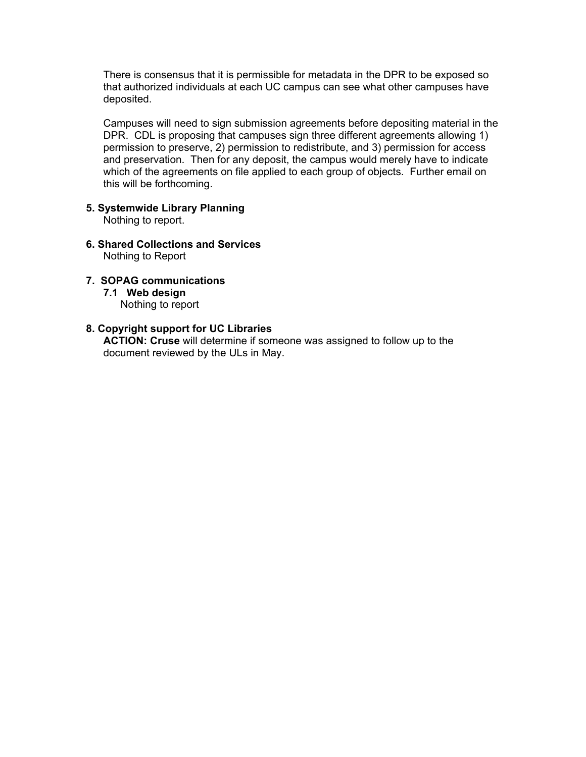There is consensus that it is permissible for metadata in the DPR to be exposed so that authorized individuals at each UC campus can see what other campuses have deposited.

Campuses will need to sign submission agreements before depositing material in the DPR. CDL is proposing that campuses sign three different agreements allowing 1) permission to preserve, 2) permission to redistribute, and 3) permission for access and preservation. Then for any deposit, the campus would merely have to indicate which of the agreements on file applied to each group of objects. Further email on this will be forthcoming.

**5. Systemwide Library Planning**

Nothing to report.

**6. Shared Collections and Services**

Nothing to Report

**7. SOPAG communications**

**7.1 Web design**

Nothing to report

**8. Copyright support for UC Libraries**

**ACTION: Cruse** will determine if someone was assigned to follow up to the document reviewed by the ULs in May.